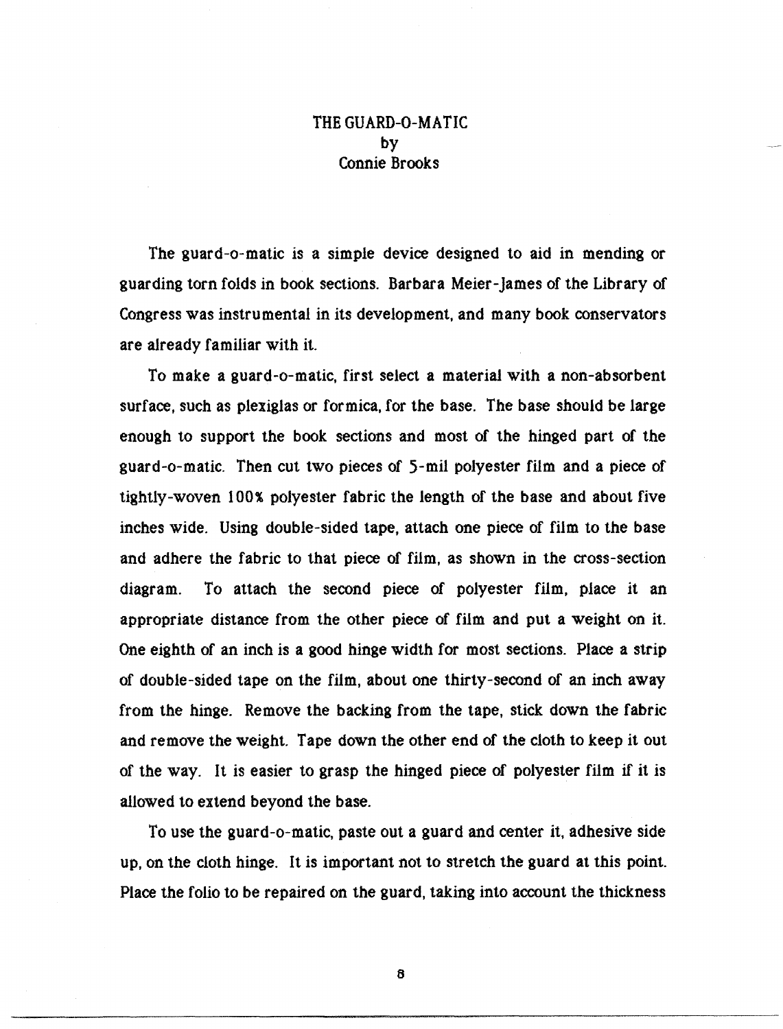# THE GUARD-O-MATIC

by

Connie Brooks

The guard-o-matic is a simple device designed to aid in mending or guarding torn folds in book sections. Barbara Meier-James of the Library of Congress was instrumental in its development, and many book conservators are already familiar with it.

To make a guard-o-matic, first select a material with a non-absorbent surface, such as plexiglas or formica, for the base. The base should be large enough to support the book sections and most of the hinged part of the guard-o-matic. Then cut two pieces of 5-mil polyester film and a piece of tightly-woven 100% polyester fabric the length of the base and about five inches wide. Using double-sided tape, attach one piece of film to the base and adhere the fabric to that piece of film, as shown in the cross-section diagram. To attach the second piece of polyester film, place it an appropriate distance from the other piece of film and put a weight on it. One eighth of an inch is a good hinge width for most sections. Place a strip of double-sided tape on the film, about one thirty-second of an inch away from the hinge. Remove the backing from the tape, stick down the fabric and remove the weight. Tape down the other end of the cloth to keep it out of the way. It is easier to grasp the hinged piece of polyester film if it is allowed to extend beyond the base.

To use the guard-o-matic, paste out a guard and center it, adhesive side up, on the cloth hinge. It is important not to stretch the guard at this point. Place the folio to be repaired on the guard, taking into account the thickness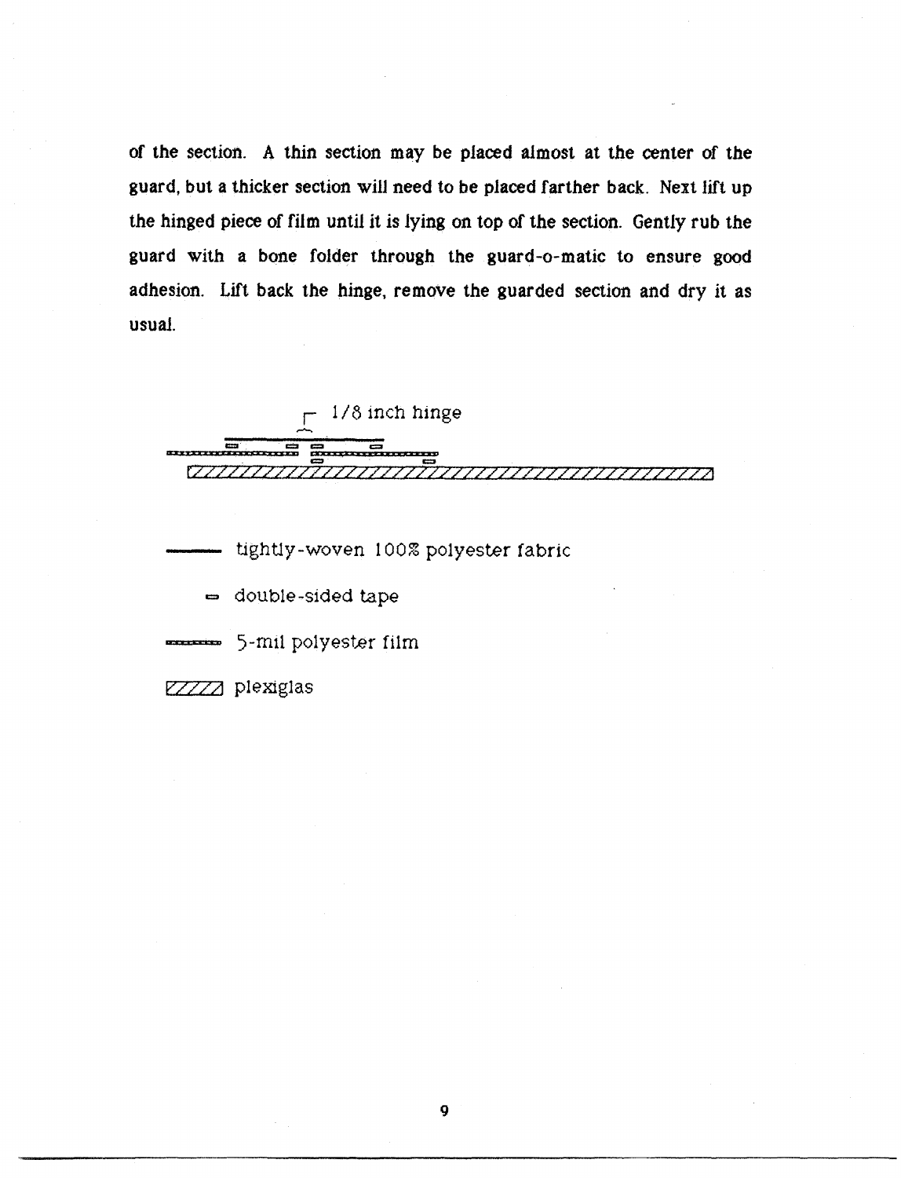of the section. A thin section may be placed almost at the center of the guard, but a thicker section will need to be placed farther back. Next lift up the hinged piece of film until it is lying on top of the section. Gently rub the guard with a bone folder through the guard-o-matic to ensure good adhesion. Lift back the hinge, remove the guarded section and dry it as usual.

1/8 inch hinge

tightly-woven 100% polyester fabric

double-sided tape

5-mil polyester film

plexiglas